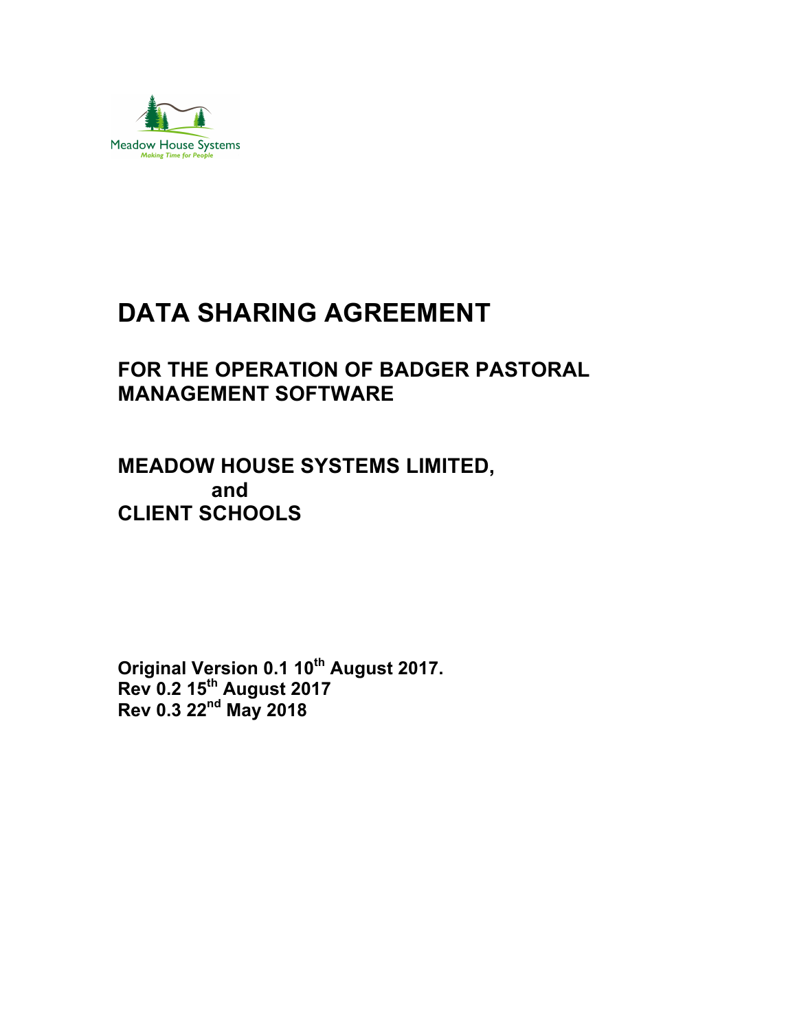Meadow House Systems

*Making Time for People*

# DATA SHARING AGREEMENT

## FOR THE OPERATION OF BADGER PASTORAL MANAGEMENT SOFTWARE

## MEADOW HOUSE SYSTEMS LIMITED,
## and
## CLIENT SCHOOLS

**Original Version 0.1 10th August 2017.**
**Rev 0.2 15th August 2017**
**Rev 0.3 22nd May 2018**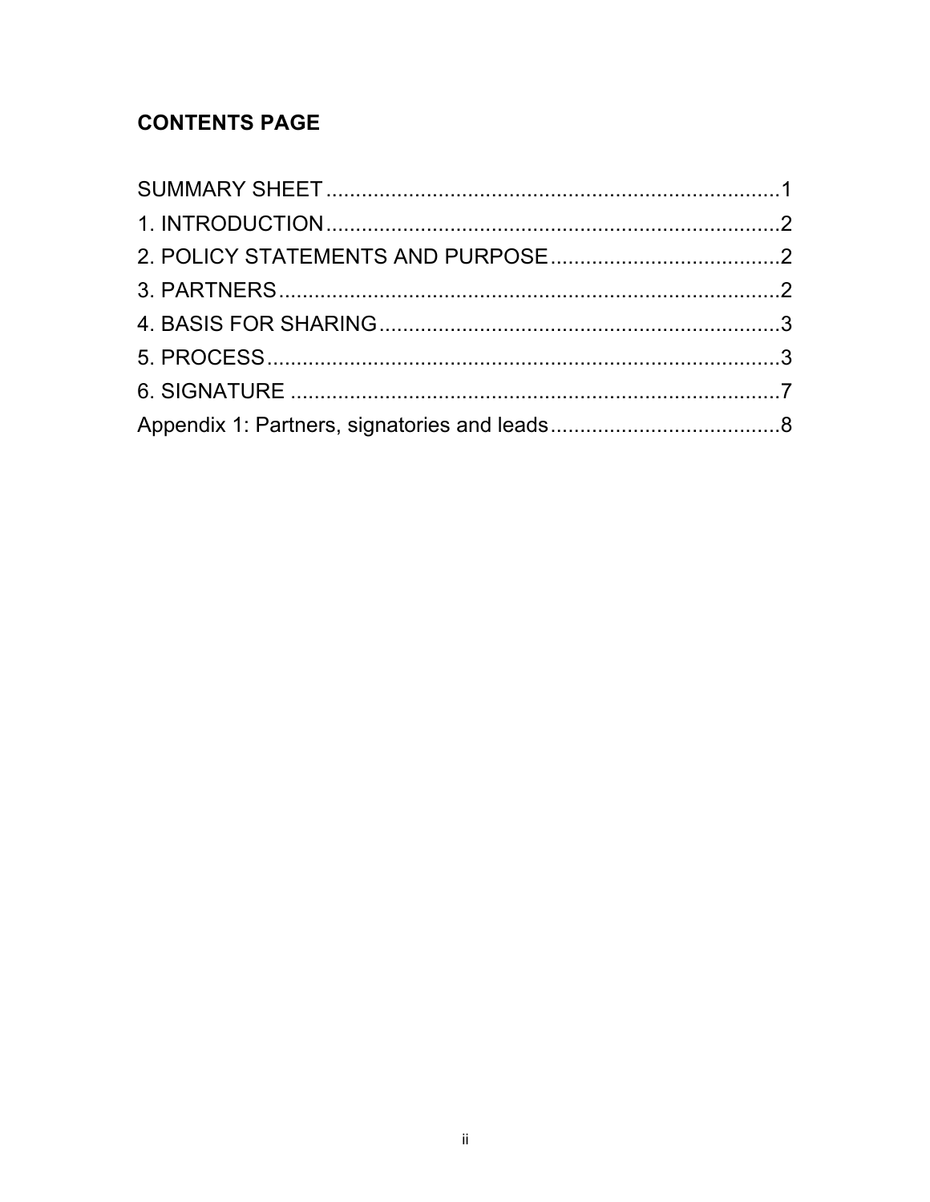## CONTENTS PAGE

SUMMARY SHEET ....................................................................... 1
1. INTRODUCTION ....................................................................... 2
2. POLICY STATEMENTS AND PURPOSE ..................................... 2
3. PARTNERS ................................................................................ 2
4. BASIS FOR SHARING ................................................................ 3
5. PROCESS .................................................................................. 3
6. SIGNATURE .............................................................................. 7
Appendix 1: Partners, signatories and leads ...................................... 8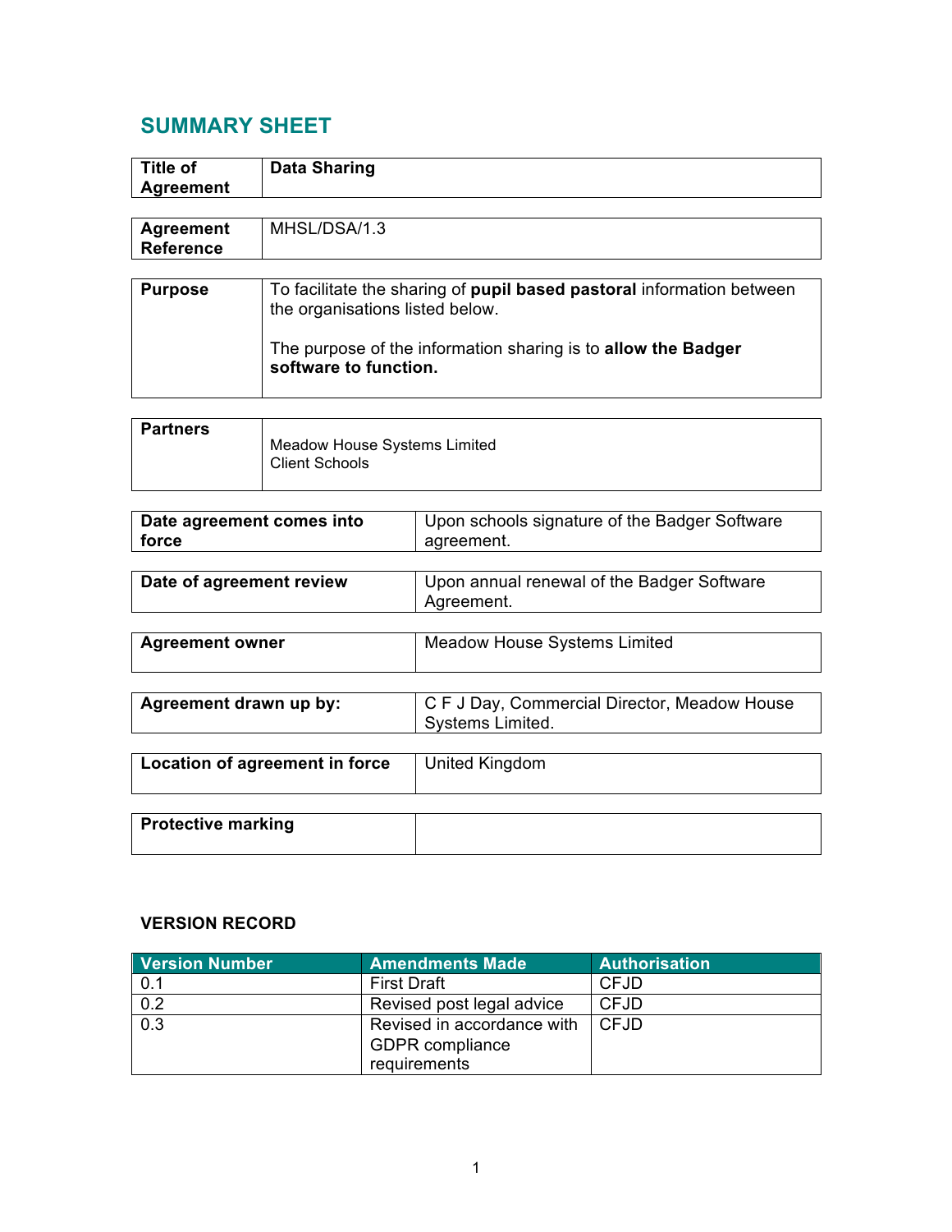## SUMMARY SHEET

| **Title of Agreement** | **Data Sharing** |
|---|---|

| **Agreement Reference** | MHSL/DSA/1.3 |
|---|---|

| **Purpose** | To facilitate the sharing of **pupil based pastoral** information between the organisations listed below.<br><br>The purpose of the information sharing is to **allow the Badger software to function.** |
|---|---|

| **Partners** | Meadow House Systems Limited<br>Client Schools |
|---|---|

| **Date agreement comes into force** | Upon schools signature of the Badger Software agreement. |
|---|---|

| **Date of agreement review** | Upon annual renewal of the Badger Software Agreement. |
|---|---|

| **Agreement owner** | Meadow House Systems Limited |
|---|---|

| **Agreement drawn up by:** | C F J Day, Commercial Director, Meadow House Systems Limited. |
|---|---|

| **Location of agreement in force** | United Kingdom |
|---|---|

| **Protective marking** | |
|---|---|

### VERSION RECORD

| Version Number | Amendments Made | Authorisation |
|---|---|---|
| 0.1 | First Draft | CFJD |
| 0.2 | Revised post legal advice | CFJD |
| 0.3 | Revised in accordance with GDPR compliance requirements | CFJD |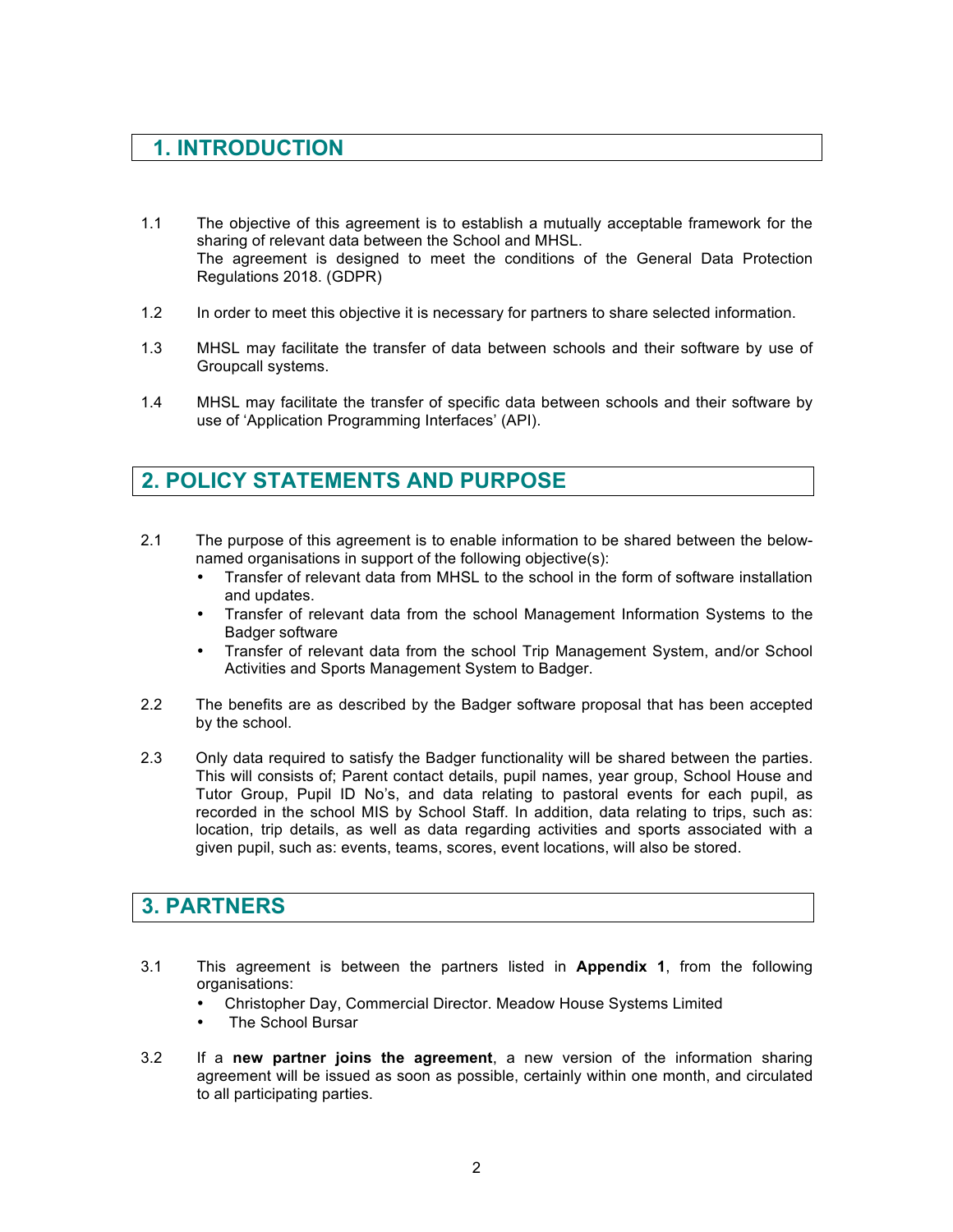## 1. INTRODUCTION

1.1 The objective of this agreement is to establish a mutually acceptable framework for the sharing of relevant data between the School and MHSL.
The agreement is designed to meet the conditions of the General Data Protection Regulations 2018. (GDPR)

1.2 In order to meet this objective it is necessary for partners to share selected information.

1.3 MHSL may facilitate the transfer of data between schools and their software by use of Groupcall systems.

1.4 MHSL may facilitate the transfer of specific data between schools and their software by use of 'Application Programming Interfaces' (API).

## 2. POLICY STATEMENTS AND PURPOSE

2.1 The purpose of this agreement is to enable information to be shared between the below-named organisations in support of the following objective(s):

- Transfer of relevant data from MHSL to the school in the form of software installation and updates.
- Transfer of relevant data from the school Management Information Systems to the Badger software
- Transfer of relevant data from the school Trip Management System, and/or School Activities and Sports Management System to Badger.

2.2 The benefits are as described by the Badger software proposal that has been accepted by the school.

2.3 Only data required to satisfy the Badger functionality will be shared between the parties. This will consists of; Parent contact details, pupil names, year group, School House and Tutor Group, Pupil ID No's, and data relating to pastoral events for each pupil, as recorded in the school MIS by School Staff. In addition, data relating to trips, such as: location, trip details, as well as data regarding activities and sports associated with a given pupil, such as: events, teams, scores, event locations, will also be stored.

## 3. PARTNERS

3.1 This agreement is between the partners listed in **Appendix 1**, from the following organisations:

- Christopher Day, Commercial Director. Meadow House Systems Limited
- The School Bursar

3.2 If a **new partner joins the agreement**, a new version of the information sharing agreement will be issued as soon as possible, certainly within one month, and circulated to all participating parties.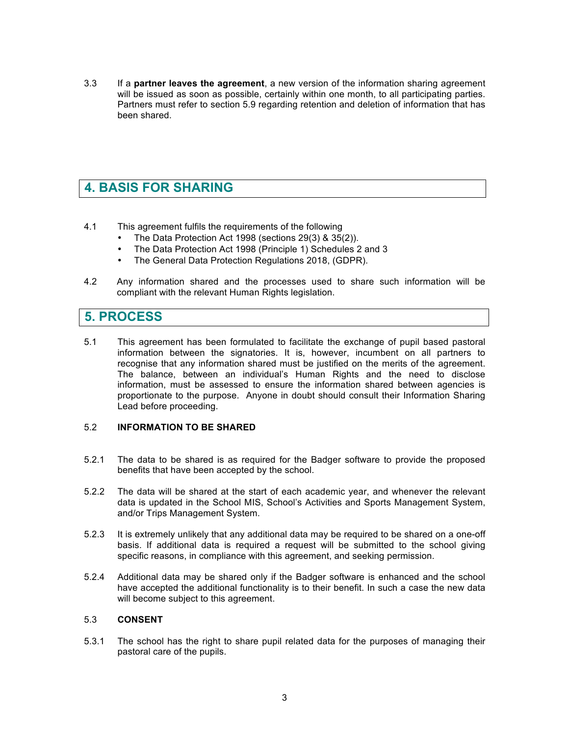3.3 If a **partner leaves the agreement**, a new version of the information sharing agreement will be issued as soon as possible, certainly within one month, to all participating parties. Partners must refer to section 5.9 regarding retention and deletion of information that has been shared.

## 4. BASIS FOR SHARING

4.1 This agreement fulfils the requirements of the following

- The Data Protection Act 1998 (sections 29(3) & 35(2)).
- The Data Protection Act 1998 (Principle 1) Schedules 2 and 3
- The General Data Protection Regulations 2018, (GDPR).

4.2 Any information shared and the processes used to share such information will be compliant with the relevant Human Rights legislation.

## 5. PROCESS

5.1 This agreement has been formulated to facilitate the exchange of pupil based pastoral information between the signatories. It is, however, incumbent on all partners to recognise that any information shared must be justified on the merits of the agreement. The balance, between an individual's Human Rights and the need to disclose information, must be assessed to ensure the information shared between agencies is proportionate to the purpose. Anyone in doubt should consult their Information Sharing Lead before proceeding.

5.2 **INFORMATION TO BE SHARED**

5.2.1 The data to be shared is as required for the Badger software to provide the proposed benefits that have been accepted by the school.

5.2.2 The data will be shared at the start of each academic year, and whenever the relevant data is updated in the School MIS, School's Activities and Sports Management System, and/or Trips Management System.

5.2.3 It is extremely unlikely that any additional data may be required to be shared on a one-off basis. If additional data is required a request will be submitted to the school giving specific reasons, in compliance with this agreement, and seeking permission.

5.2.4 Additional data may be shared only if the Badger software is enhanced and the school have accepted the additional functionality is to their benefit. In such a case the new data will become subject to this agreement.

5.3 **CONSENT**

5.3.1 The school has the right to share pupil related data for the purposes of managing their pastoral care of the pupils.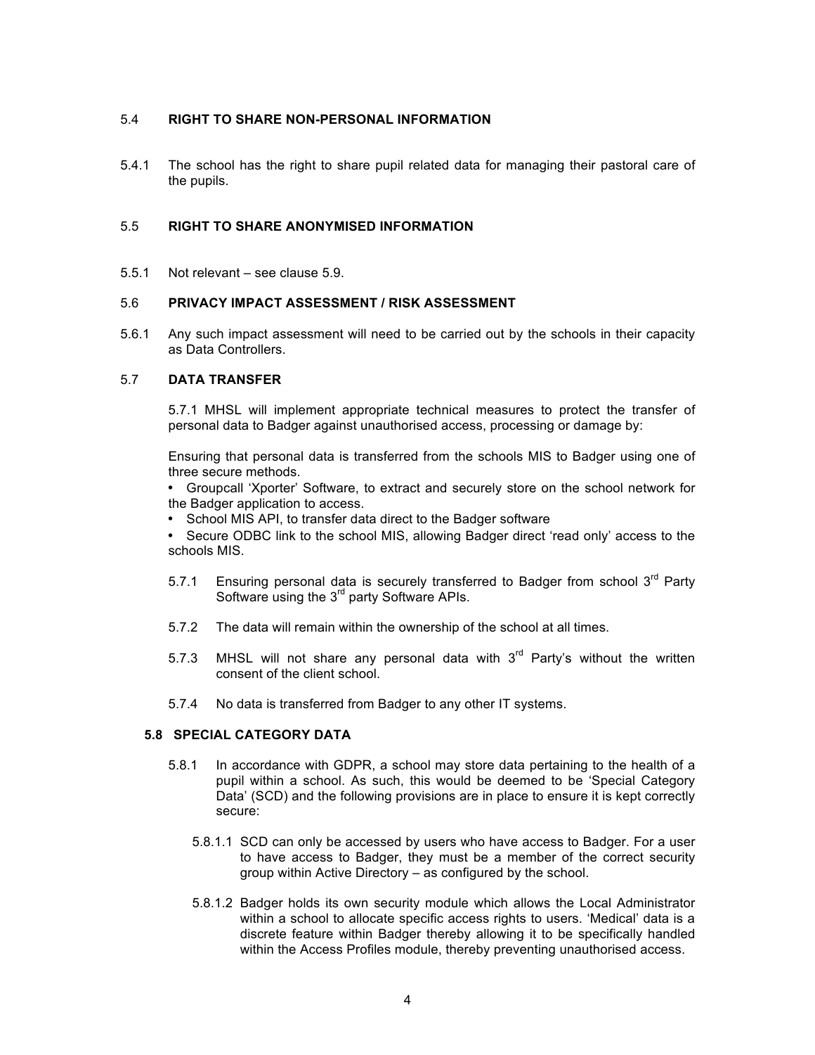### 5.4 RIGHT TO SHARE NON-PERSONAL INFORMATION

5.4.1 The school has the right to share pupil related data for managing their pastoral care of the pupils.

### 5.5 RIGHT TO SHARE ANONYMISED INFORMATION

5.5.1 Not relevant – see clause 5.9.

### 5.6 PRIVACY IMPACT ASSESSMENT / RISK ASSESSMENT

5.6.1 Any such impact assessment will need to be carried out by the schools in their capacity as Data Controllers.

### 5.7 DATA TRANSFER

5.7.1 MHSL will implement appropriate technical measures to protect the transfer of personal data to Badger against unauthorised access, processing or damage by:

Ensuring that personal data is transferred from the schools MIS to Badger using one of three secure methods.

- Groupcall 'Xporter' Software, to extract and securely store on the school network for the Badger application to access.
- School MIS API, to transfer data direct to the Badger software
- Secure ODBC link to the school MIS, allowing Badger direct 'read only' access to the schools MIS.

5.7.1 Ensuring personal data is securely transferred to Badger from school 3rd Party Software using the 3rd party Software APIs.

5.7.2 The data will remain within the ownership of the school at all times.

5.7.3 MHSL will not share any personal data with 3rd Party's without the written consent of the client school.

5.7.4 No data is transferred from Badger to any other IT systems.

### 5.8 SPECIAL CATEGORY DATA

5.8.1 In accordance with GDPR, a school may store data pertaining to the health of a pupil within a school. As such, this would be deemed to be 'Special Category Data' (SCD) and the following provisions are in place to ensure it is kept correctly secure:

5.8.1.1 SCD can only be accessed by users who have access to Badger. For a user to have access to Badger, they must be a member of the correct security group within Active Directory – as configured by the school.

5.8.1.2 Badger holds its own security module which allows the Local Administrator within a school to allocate specific access rights to users. 'Medical' data is a discrete feature within Badger thereby allowing it to be specifically handled within the Access Profiles module, thereby preventing unauthorised access.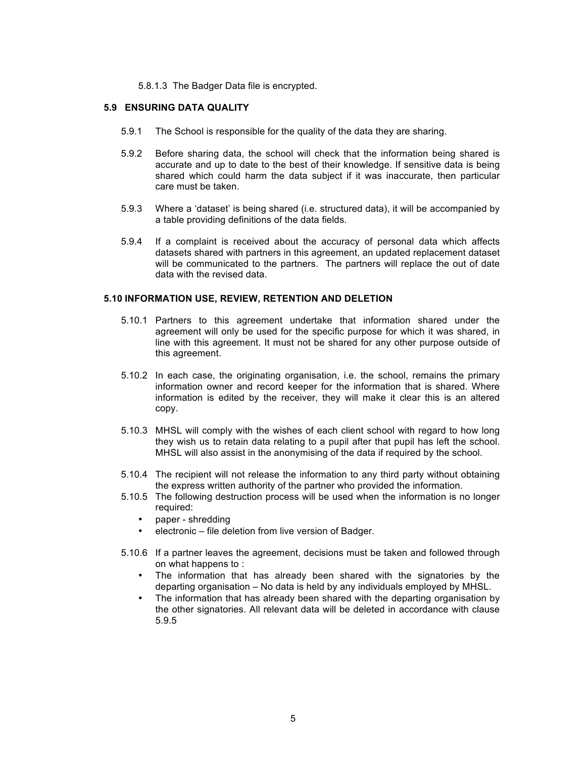5.8.1.3 The Badger Data file is encrypted.

### 5.9 ENSURING DATA QUALITY

5.9.1 The School is responsible for the quality of the data they are sharing.

5.9.2 Before sharing data, the school will check that the information being shared is accurate and up to date to the best of their knowledge. If sensitive data is being shared which could harm the data subject if it was inaccurate, then particular care must be taken.

5.9.3 Where a 'dataset' is being shared (i.e. structured data), it will be accompanied by a table providing definitions of the data fields.

5.9.4 If a complaint is received about the accuracy of personal data which affects datasets shared with partners in this agreement, an updated replacement dataset will be communicated to the partners. The partners will replace the out of date data with the revised data.

### 5.10 INFORMATION USE, REVIEW, RETENTION AND DELETION

5.10.1 Partners to this agreement undertake that information shared under the agreement will only be used for the specific purpose for which it was shared, in line with this agreement. It must not be shared for any other purpose outside of this agreement.

5.10.2 In each case, the originating organisation, i.e. the school, remains the primary information owner and record keeper for the information that is shared. Where information is edited by the receiver, they will make it clear this is an altered copy.

5.10.3 MHSL will comply with the wishes of each client school with regard to how long they wish us to retain data relating to a pupil after that pupil has left the school. MHSL will also assist in the anonymising of the data if required by the school.

5.10.4 The recipient will not release the information to any third party without obtaining the express written authority of the partner who provided the information.

5.10.5 The following destruction process will be used when the information is no longer required:

- paper - shredding
- electronic – file deletion from live version of Badger.

5.10.6 If a partner leaves the agreement, decisions must be taken and followed through on what happens to :

- The information that has already been shared with the signatories by the departing organisation – No data is held by any individuals employed by MHSL.
- The information that has already been shared with the departing organisation by the other signatories. All relevant data will be deleted in accordance with clause 5.9.5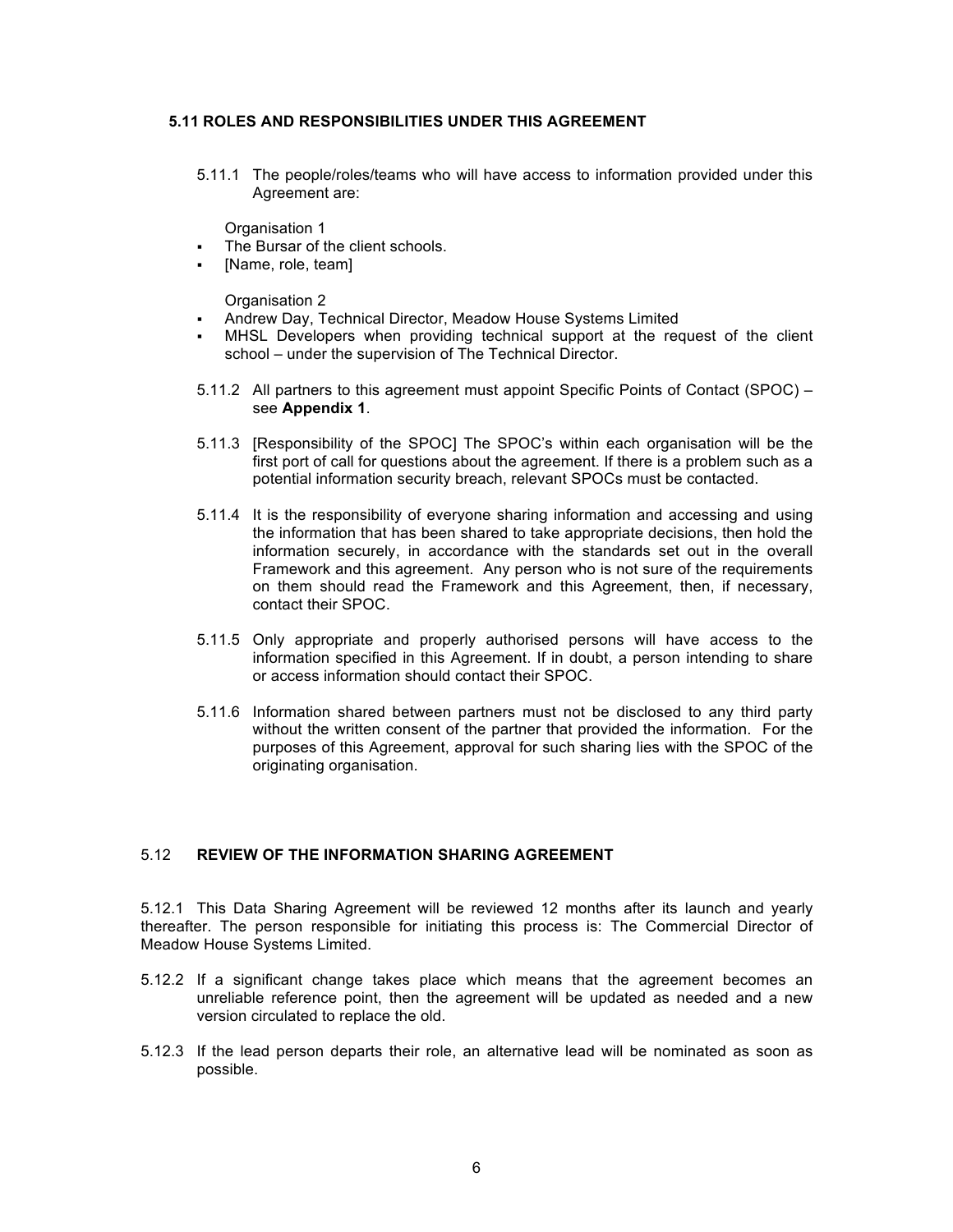### 5.11 ROLES AND RESPONSIBILITIES UNDER THIS AGREEMENT

5.11.1 The people/roles/teams who will have access to information provided under this Agreement are:

Organisation 1

- The Bursar of the client schools.
- [Name, role, team]

Organisation 2

- Andrew Day, Technical Director, Meadow House Systems Limited
- MHSL Developers when providing technical support at the request of the client school – under the supervision of The Technical Director.

5.11.2 All partners to this agreement must appoint Specific Points of Contact (SPOC) – see **Appendix 1**.

5.11.3 [Responsibility of the SPOC] The SPOC's within each organisation will be the first port of call for questions about the agreement. If there is a problem such as a potential information security breach, relevant SPOCs must be contacted.

5.11.4 It is the responsibility of everyone sharing information and accessing and using the information that has been shared to take appropriate decisions, then hold the information securely, in accordance with the standards set out in the overall Framework and this agreement. Any person who is not sure of the requirements on them should read the Framework and this Agreement, then, if necessary, contact their SPOC.

5.11.5 Only appropriate and properly authorised persons will have access to the information specified in this Agreement. If in doubt, a person intending to share or access information should contact their SPOC.

5.11.6 Information shared between partners must not be disclosed to any third party without the written consent of the partner that provided the information. For the purposes of this Agreement, approval for such sharing lies with the SPOC of the originating organisation.

### 5.12 REVIEW OF THE INFORMATION SHARING AGREEMENT

5.12.1 This Data Sharing Agreement will be reviewed 12 months after its launch and yearly thereafter. The person responsible for initiating this process is: The Commercial Director of Meadow House Systems Limited.

5.12.2 If a significant change takes place which means that the agreement becomes an unreliable reference point, then the agreement will be updated as needed and a new version circulated to replace the old.

5.12.3 If the lead person departs their role, an alternative lead will be nominated as soon as possible.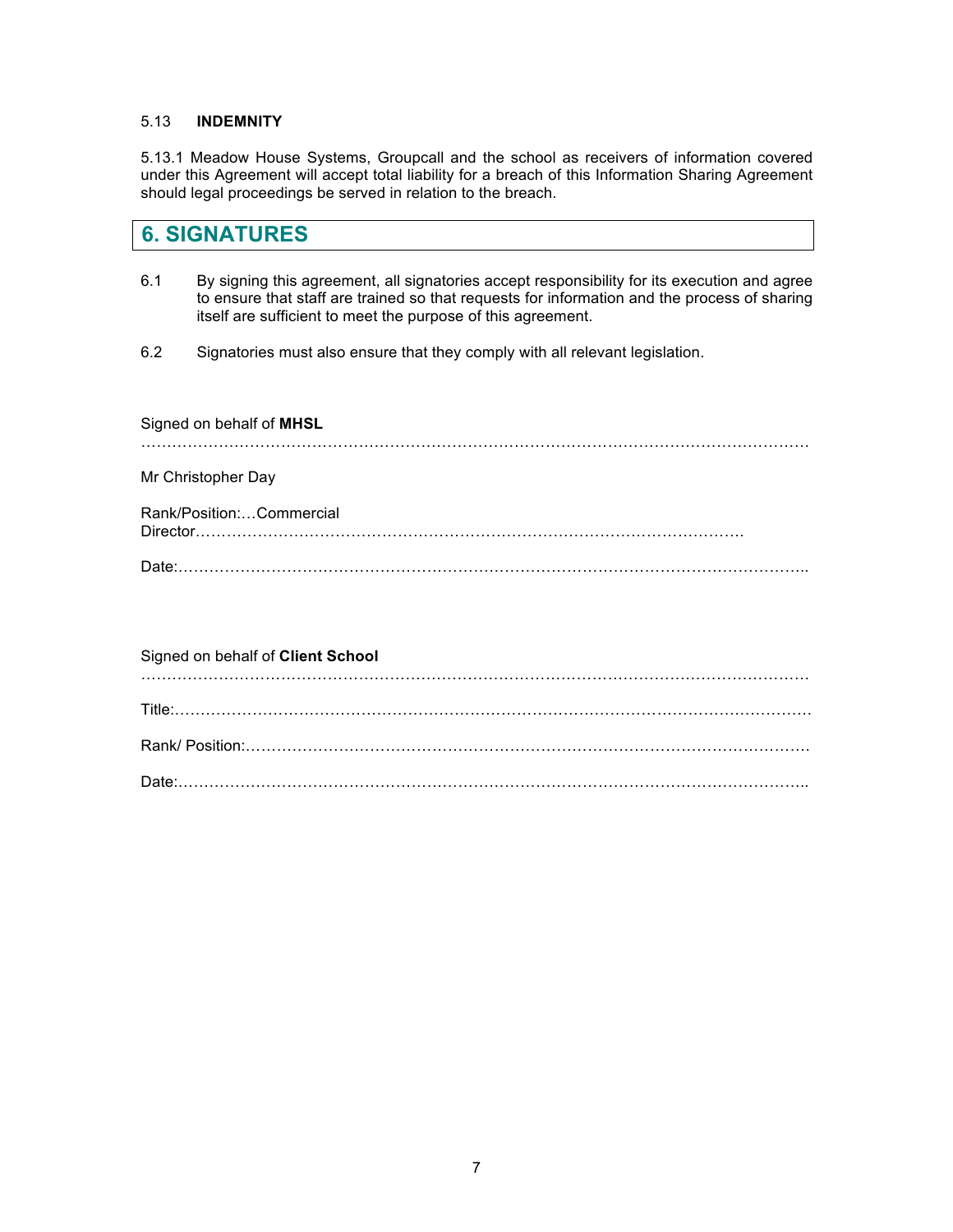5.13 **INDEMNITY**

5.13.1 Meadow House Systems, Groupcall and the school as receivers of information covered under this Agreement will accept total liability for a breach of this Information Sharing Agreement should legal proceedings be served in relation to the breach.

## 6. SIGNATURES

6.1 By signing this agreement, all signatories accept responsibility for its execution and agree to ensure that staff are trained so that requests for information and the process of sharing itself are sufficient to meet the purpose of this agreement.

6.2 Signatories must also ensure that they comply with all relevant legislation.

Signed on behalf of **MHSL**

……………………………………………………………………………………………………………………

Mr Christopher Day

Rank/Position:…Commercial Director……………………………………………………………………………………………

Date:……………………………………………………………………………………………………………..

Signed on behalf of **Client School**

……………………………………………………………………………………………………………………

Title:……………………………………………………………………………………………………………

Rank/ Position:…………………………………………………………………………………………………

Date:……………………………………………………………………………………………………………..